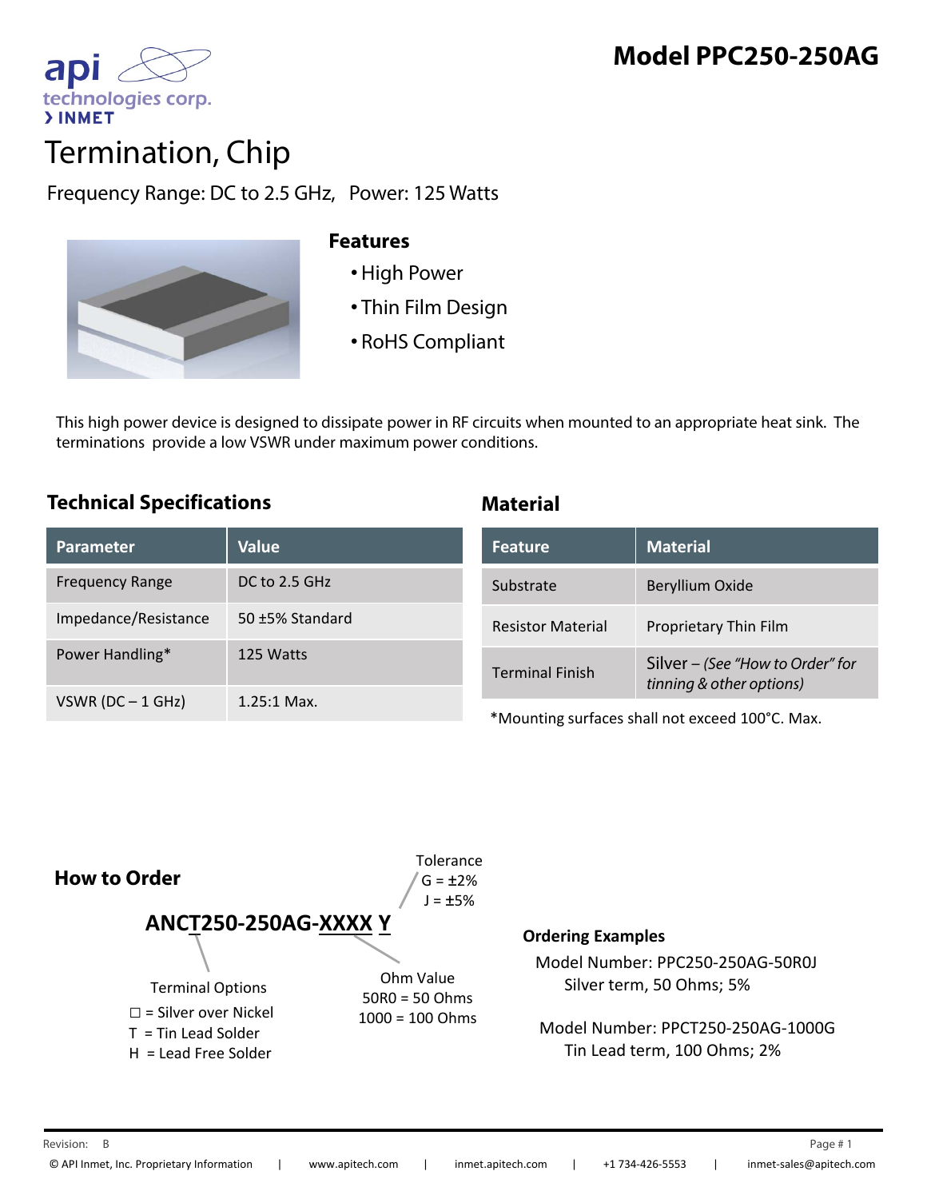api technologies corp.
› INMET

# Model PPC250-250AG

# Termination, Chip

Frequency Range: DC to 2.5 GHz, Power: 125 Watts

### Features

- High Power
- Thin Film Design
- RoHS Compliant

This high power device is designed to dissipate power in RF circuits when mounted to an appropriate heat sink. The terminations provide a low VSWR under maximum power conditions.

## Technical Specifications

| Parameter | Value |
|---|---|
| Frequency Range | DC to 2.5 GHz |
| Impedance/Resistance | 50 ±5% Standard |
| Power Handling* | 125 Watts |
| VSWR (DC – 1 GHz) | 1.25:1 Max. |

## Material

| Feature | Material |
|---|---|
| Substrate | Beryllium Oxide |
| Resistor Material | Proprietary Thin Film |
| Terminal Finish | Silver – *(See "How to Order" for tinning & other options)* |

*Mounting surfaces shall not exceed 100°C. Max.

## How to Order

**ANCT250-250AG-XXXX Y**

Tolerance
G = ±2%
J = ±5%

Terminal Options
☐ = Silver over Nickel
T = Tin Lead Solder
H = Lead Free Solder

Ohm Value
50R0 = 50 Ohms
1000 = 100 Ohms

### Ordering Examples

Model Number: PPC250-250AG-50R0J
Silver term, 50 Ohms; 5%

Model Number: PPCT250-250AG-1000G
Tin Lead term, 100 Ohms; 2%

Revision: B

© API Inmet, Inc. Proprietary Information | www.apitech.com | inmet.apitech.com | +1 734-426-5553 | inmet-sales@apitech.com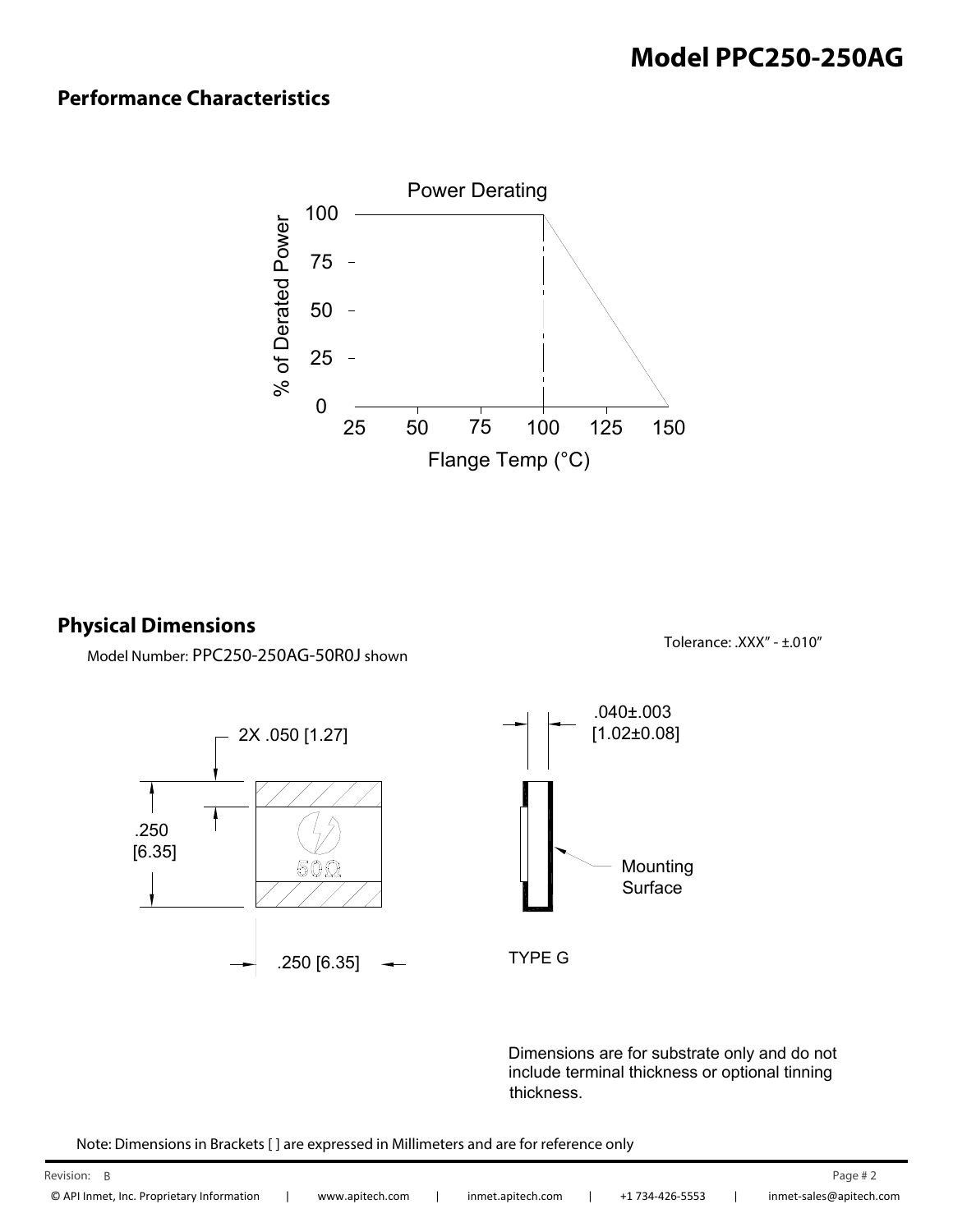# Model PPC250-250AG

## Performance Characteristics

Power Derating

% of Derated Power

100
75
50
25
0

25 50 75 100 125 150

Flange Temp (°C)

## Physical Dimensions

Model Number: PPC250-250AG-50R0J shown

Tolerance: .XXX" - ±.010"

2X .050 [1.27]

.250
[6.35]

50Ω

.250 [6.35]

.040±.003
[1.02±0.08]

Mounting
Surface

TYPE G

Dimensions are for substrate only and do not include terminal thickness or optional tinning thickness.

Note: Dimensions in Brackets [ ] are expressed in Millimeters and are for reference only

Revision: B

© API Inmet, Inc. Proprietary Information | www.apitech.com | inmet.apitech.com | +1 734-426-5553 | inmet-sales@apitech.com